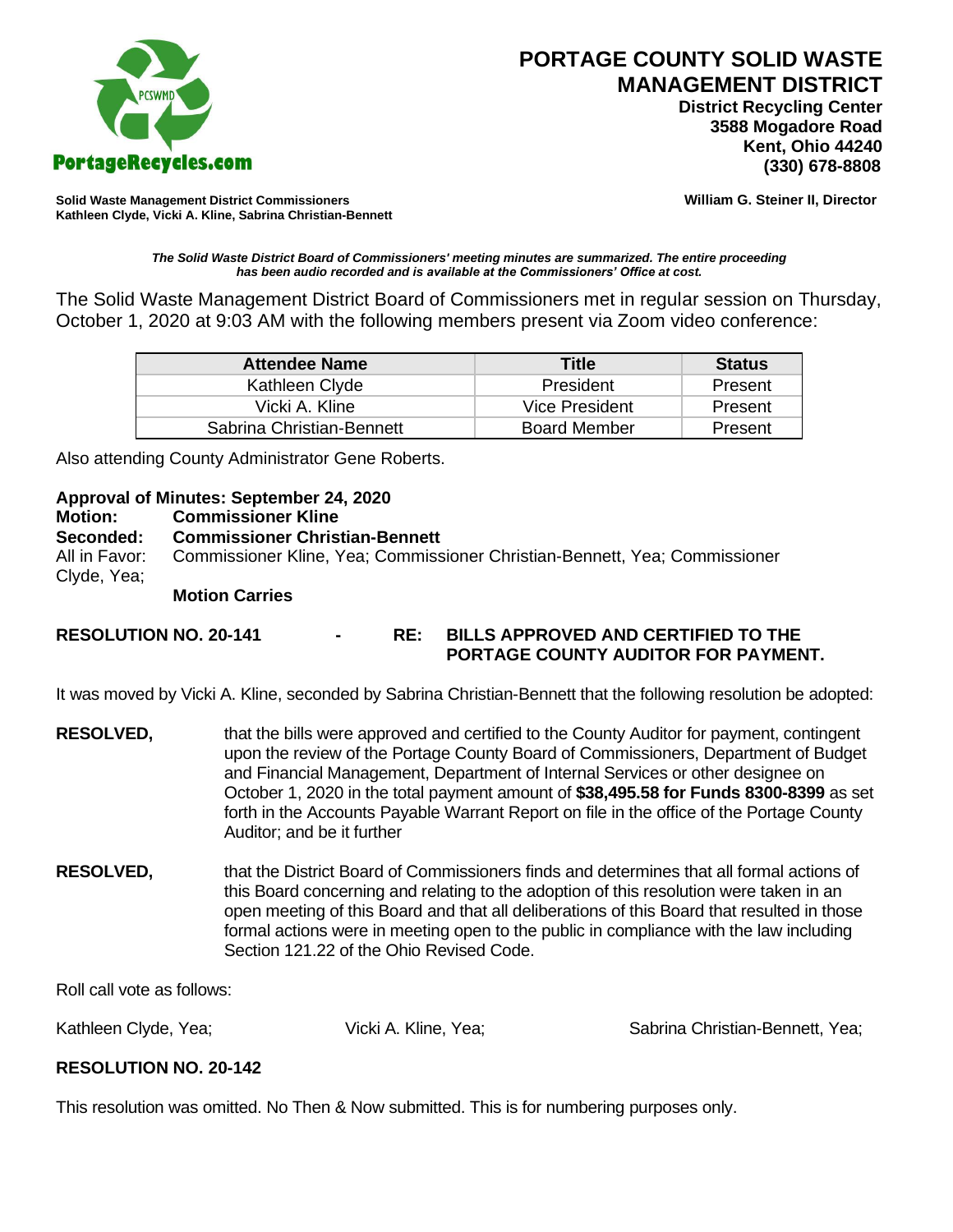PortageRecycles.com

# PORTAGE COUNTY SOLID WASTE MANAGEMENT DISTRICT

**District Recycling Center**
**3588 Mogadore Road**
**Kent, Ohio 44240**
**(330) 678-8808**

**Solid Waste Management District Commissioners**
**Kathleen Clyde, Vicki A. Kline, Sabrina Christian-Bennett**

**William G. Steiner II, Director**

***The Solid Waste District Board of Commissioners' meeting minutes are summarized. The entire proceeding has been audio recorded and is available at the Commissioners' Office at cost.***

The Solid Waste Management District Board of Commissioners met in regular session on Thursday, October 1, 2020 at 9:03 AM with the following members present via Zoom video conference:

| Attendee Name | Title | Status |
|---|---|---|
| Kathleen Clyde | President | Present |
| Vicki A. Kline | Vice President | Present |
| Sabrina Christian-Bennett | Board Member | Present |

Also attending County Administrator Gene Roberts.

**Approval of Minutes: September 24, 2020**
**Motion: Commissioner Kline**
**Seconded: Commissioner Christian-Bennett**
All in Favor: Commissioner Kline, Yea; Commissioner Christian-Bennett, Yea; Commissioner Clyde, Yea;
**Motion Carries**

**RESOLUTION NO. 20-141 - RE: BILLS APPROVED AND CERTIFIED TO THE PORTAGE COUNTY AUDITOR FOR PAYMENT.**

It was moved by Vicki A. Kline, seconded by Sabrina Christian-Bennett that the following resolution be adopted:

**RESOLVED,** that the bills were approved and certified to the County Auditor for payment, contingent upon the review of the Portage County Board of Commissioners, Department of Budget and Financial Management, Department of Internal Services or other designee on October 1, 2020 in the total payment amount of **$38,495.58 for Funds 8300-8399** as set forth in the Accounts Payable Warrant Report on file in the office of the Portage County Auditor; and be it further

**RESOLVED,** that the District Board of Commissioners finds and determines that all formal actions of this Board concerning and relating to the adoption of this resolution were taken in an open meeting of this Board and that all deliberations of this Board that resulted in those formal actions were in meeting open to the public in compliance with the law including Section 121.22 of the Ohio Revised Code.

Roll call vote as follows:

Kathleen Clyde, Yea; Vicki A. Kline, Yea; Sabrina Christian-Bennett, Yea;

**RESOLUTION NO. 20-142**

This resolution was omitted. No Then & Now submitted. This is for numbering purposes only.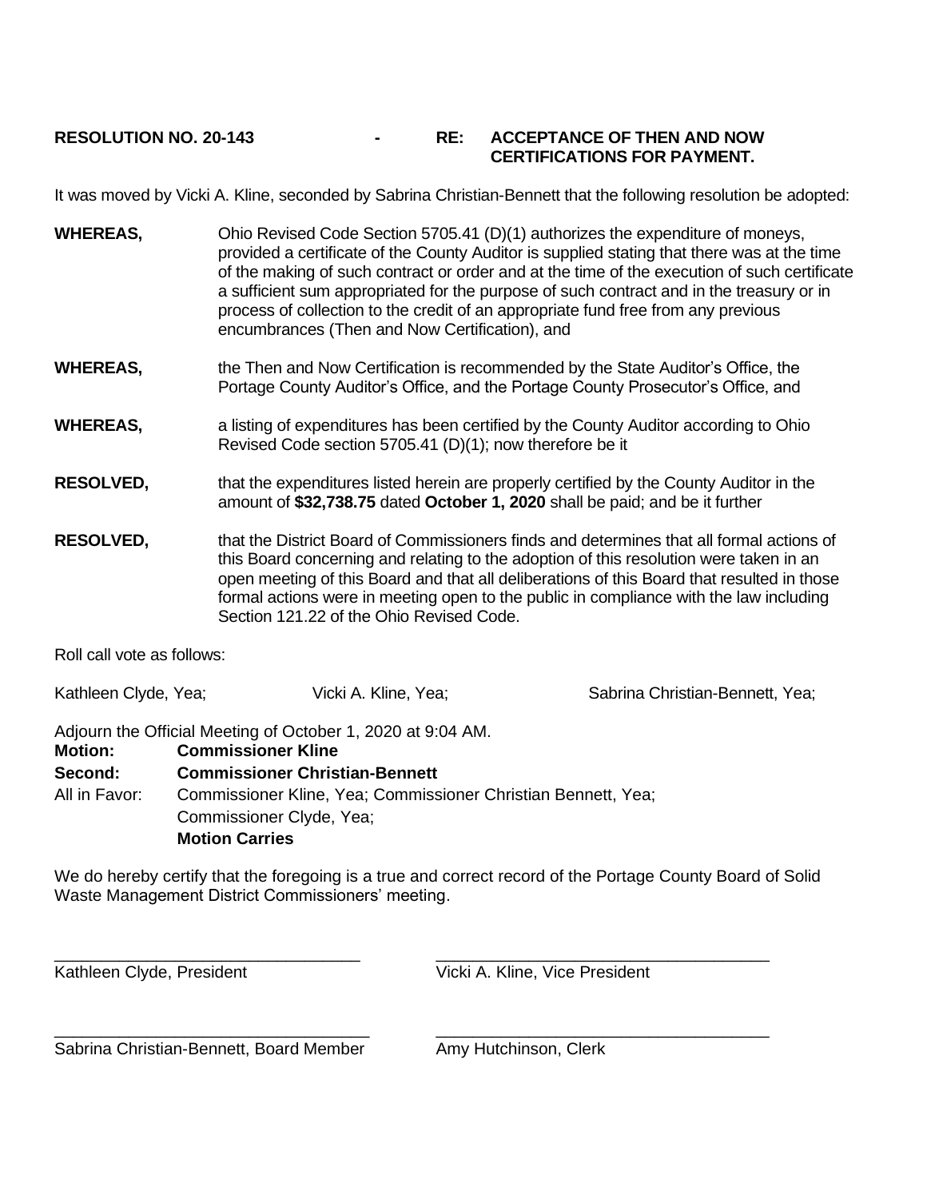**RESOLUTION NO. 20-143 - RE: ACCEPTANCE OF THEN AND NOW CERTIFICATIONS FOR PAYMENT.**

It was moved by Vicki A. Kline, seconded by Sabrina Christian-Bennett that the following resolution be adopted:

**WHEREAS,** Ohio Revised Code Section 5705.41 (D)(1) authorizes the expenditure of moneys, provided a certificate of the County Auditor is supplied stating that there was at the time of the making of such contract or order and at the time of the execution of such certificate a sufficient sum appropriated for the purpose of such contract and in the treasury or in process of collection to the credit of an appropriate fund free from any previous encumbrances (Then and Now Certification), and

**WHEREAS,** the Then and Now Certification is recommended by the State Auditor's Office, the Portage County Auditor's Office, and the Portage County Prosecutor's Office, and

**WHEREAS,** a listing of expenditures has been certified by the County Auditor according to Ohio Revised Code section 5705.41 (D)(1); now therefore be it

**RESOLVED,** that the expenditures listed herein are properly certified by the County Auditor in the amount of **$32,738.75** dated **October 1, 2020** shall be paid; and be it further

**RESOLVED,** that the District Board of Commissioners finds and determines that all formal actions of this Board concerning and relating to the adoption of this resolution were taken in an open meeting of this Board and that all deliberations of this Board that resulted in those formal actions were in meeting open to the public in compliance with the law including Section 121.22 of the Ohio Revised Code.

Roll call vote as follows:

Kathleen Clyde, Yea; Vicki A. Kline, Yea; Sabrina Christian-Bennett, Yea;

Adjourn the Official Meeting of October 1, 2020 at 9:04 AM.

**Motion:** **Commissioner Kline**
**Second:** **Commissioner Christian-Bennett**
All in Favor: Commissioner Kline, Yea; Commissioner Christian Bennett, Yea; Commissioner Clyde, Yea;
**Motion Carries**

We do hereby certify that the foregoing is a true and correct record of the Portage County Board of Solid Waste Management District Commissioners' meeting.

\_\_\_\_\_\_\_\_\_\_\_\_\_\_\_\_\_\_\_\_\_\_\_\_\_\_\_\_\_\_\_\_
Kathleen Clyde, President

\_\_\_\_\_\_\_\_\_\_\_\_\_\_\_\_\_\_\_\_\_\_\_\_\_\_\_\_\_\_\_\_
Vicki A. Kline, Vice President

\_\_\_\_\_\_\_\_\_\_\_\_\_\_\_\_\_\_\_\_\_\_\_\_\_\_\_\_\_\_\_\_
Sabrina Christian-Bennett, Board Member

\_\_\_\_\_\_\_\_\_\_\_\_\_\_\_\_\_\_\_\_\_\_\_\_\_\_\_\_\_\_\_\_
Amy Hutchinson, Clerk